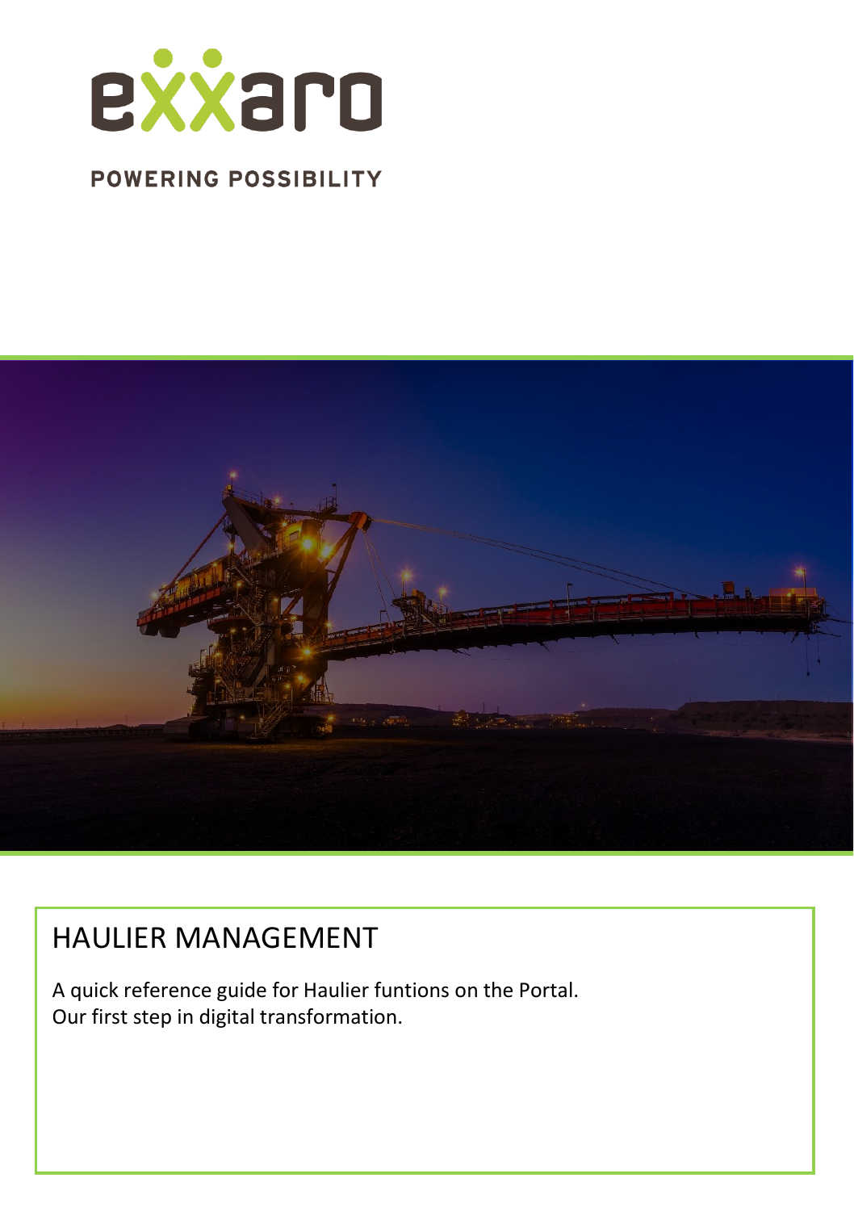exxaro

POWERING POSSIBILITY

# HAULIER MANAGEMENT

A quick reference guide for Haulier funtions on the Portal.
Our first step in digital transformation.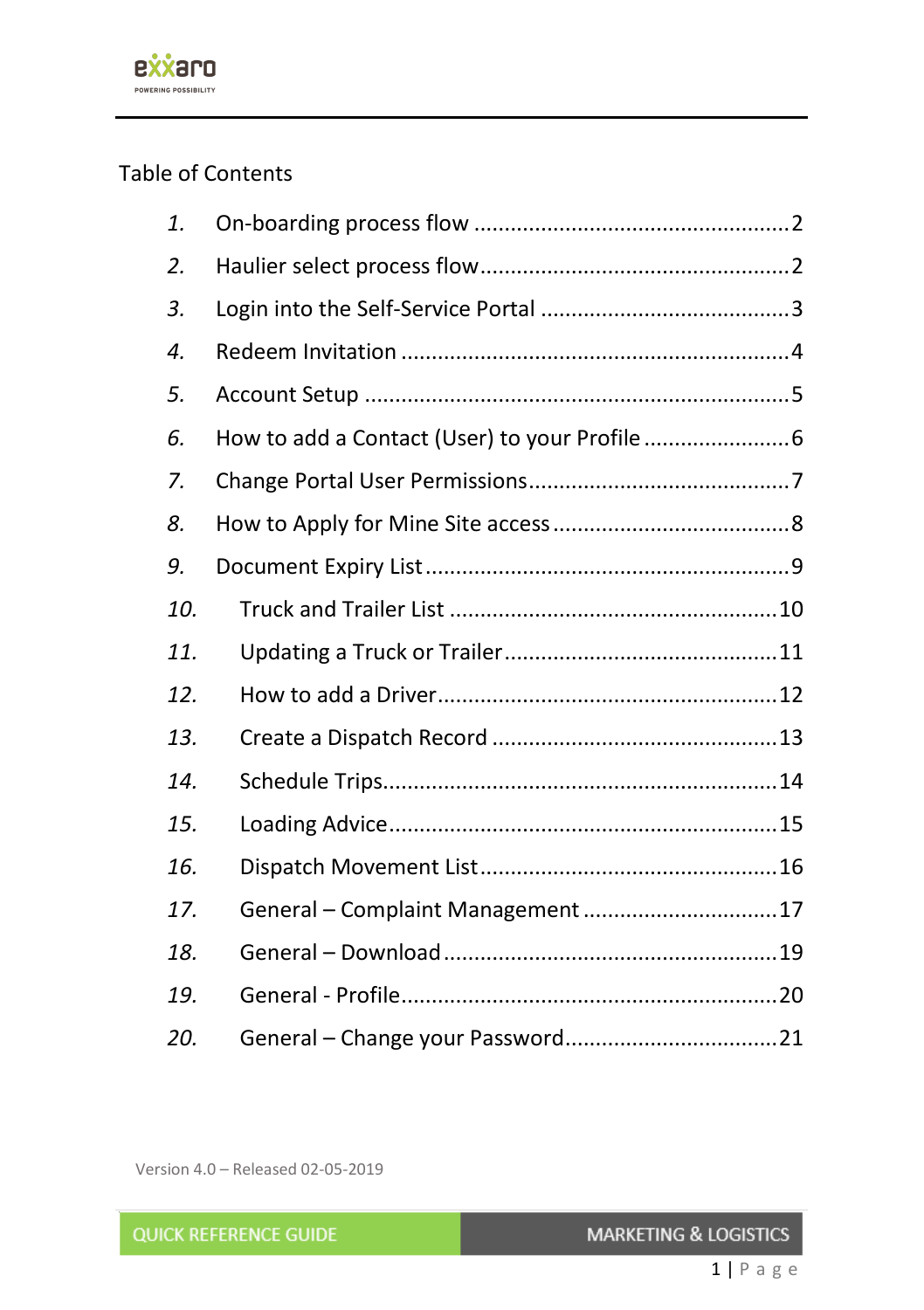Table of Contents

1. On-boarding process flow ........................................................ 2
2. Haulier select process flow ........................................................ 2
3. Login into the Self-Service Portal ........................................................ 3
4. Redeem Invitation ........................................................ 4
5. Account Setup ........................................................ 5
6. How to add a Contact (User) to your Profile ........................................................ 6
7. Change Portal User Permissions ........................................................ 7
8. How to Apply for Mine Site access ........................................................ 8
9. Document Expiry List ........................................................ 9
10. Truck and Trailer List ........................................................ 10
11. Updating a Truck or Trailer ........................................................ 11
12. How to add a Driver ........................................................ 12
13. Create a Dispatch Record ........................................................ 13
14. Schedule Trips ........................................................ 14
15. Loading Advice ........................................................ 15
16. Dispatch Movement List ........................................................ 16
17. General – Complaint Management ........................................................ 17
18. General – Download ........................................................ 19
19. General - Profile ........................................................ 20
20. General – Change your Password ........................................................ 21

Version 4.0 – Released 02-05-2019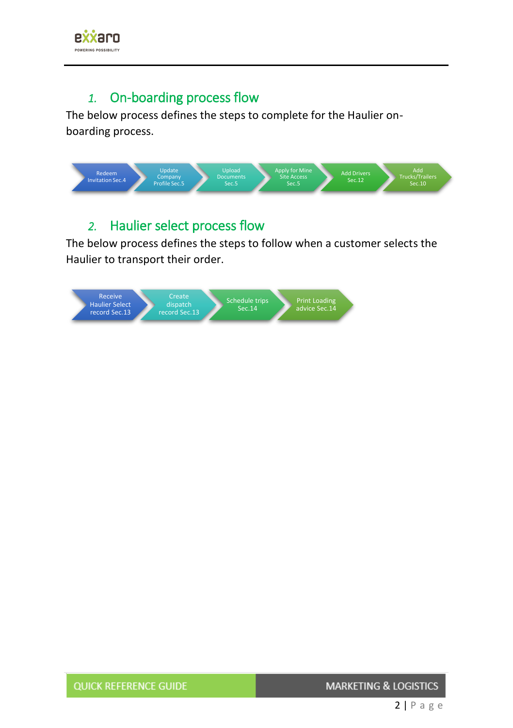## 1. On-boarding process flow

The below process defines the steps to complete for the Haulier on-boarding process.

Redeem Invitation Sec.4 → Update Company Profile Sec.5 → Upload Documents Sec.5 → Apply for Mine Site Access Sec.5 → Add Drivers Sec.12 → Add Trucks/Trailers Sec.10

## 2. Haulier select process flow

The below process defines the steps to follow when a customer selects the Haulier to transport their order.

Receive Haulier Select record Sec.13 → Create dispatch record Sec.13 → Schedule trips Sec.14 → Print Loading advice Sec.14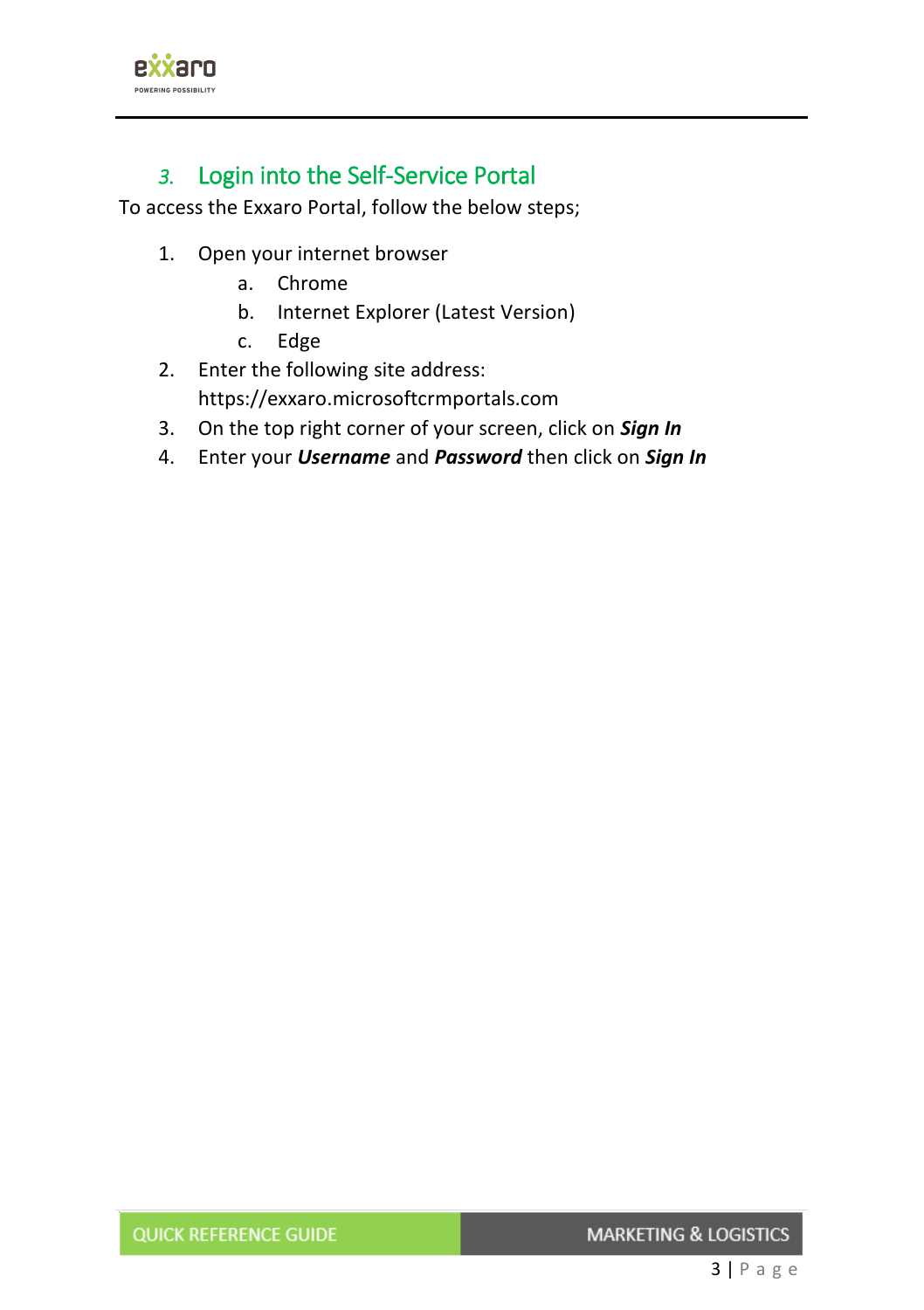## 3. Login into the Self-Service Portal

To access the Exxaro Portal, follow the below steps;

1. Open your internet browser
    a. Chrome
    b. Internet Explorer (Latest Version)
    c. Edge
2. Enter the following site address: https://exxaro.microsoftcrmportals.com
3. On the top right corner of your screen, click on ***Sign In***
4. Enter your ***Username*** and ***Password*** then click on ***Sign In***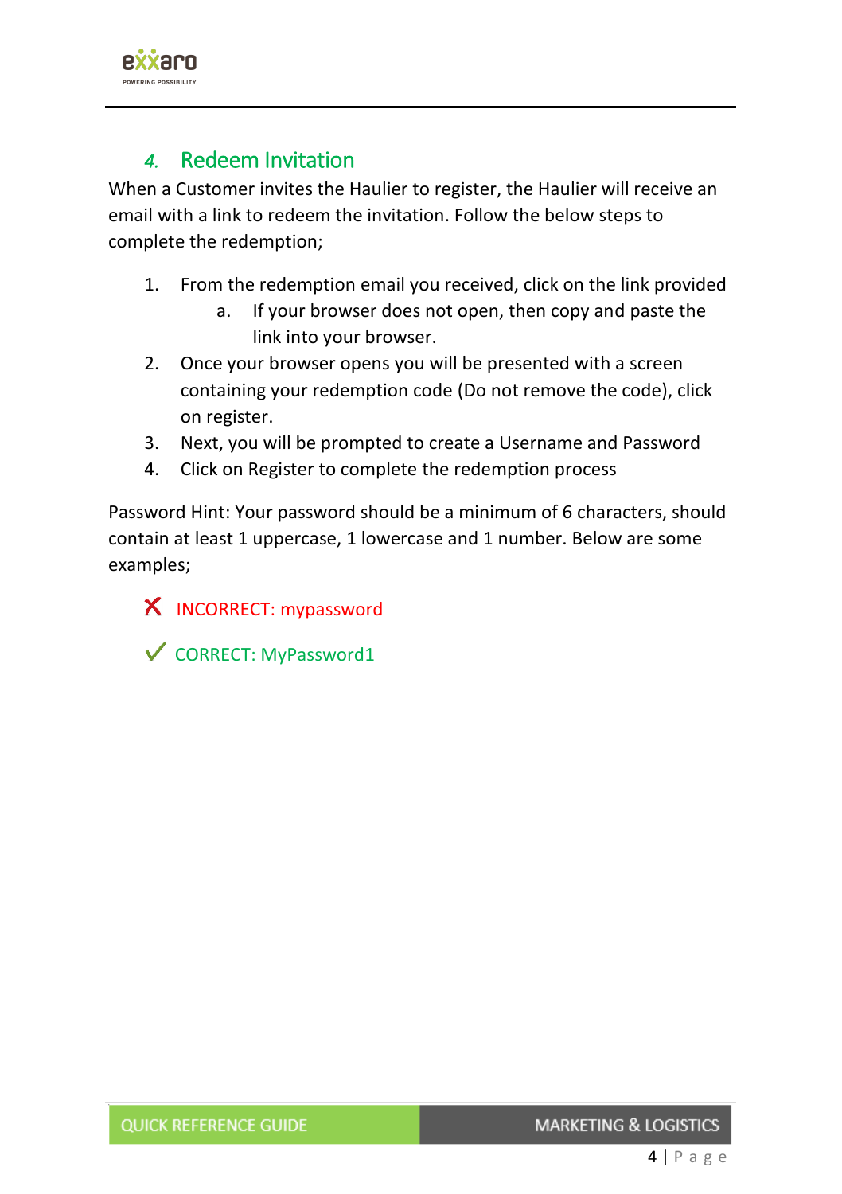## 4. Redeem Invitation

When a Customer invites the Haulier to register, the Haulier will receive an email with a link to redeem the invitation. Follow the below steps to complete the redemption;

1. From the redemption email you received, click on the link provided
   a. If your browser does not open, then copy and paste the link into your browser.
2. Once your browser opens you will be presented with a screen containing your redemption code (Do not remove the code), click on register.
3. Next, you will be prompted to create a Username and Password
4. Click on Register to complete the redemption process

Password Hint: Your password should be a minimum of 6 characters, should contain at least 1 uppercase, 1 lowercase and 1 number. Below are some examples;

✗ INCORRECT: mypassword

✓ CORRECT: MyPassword1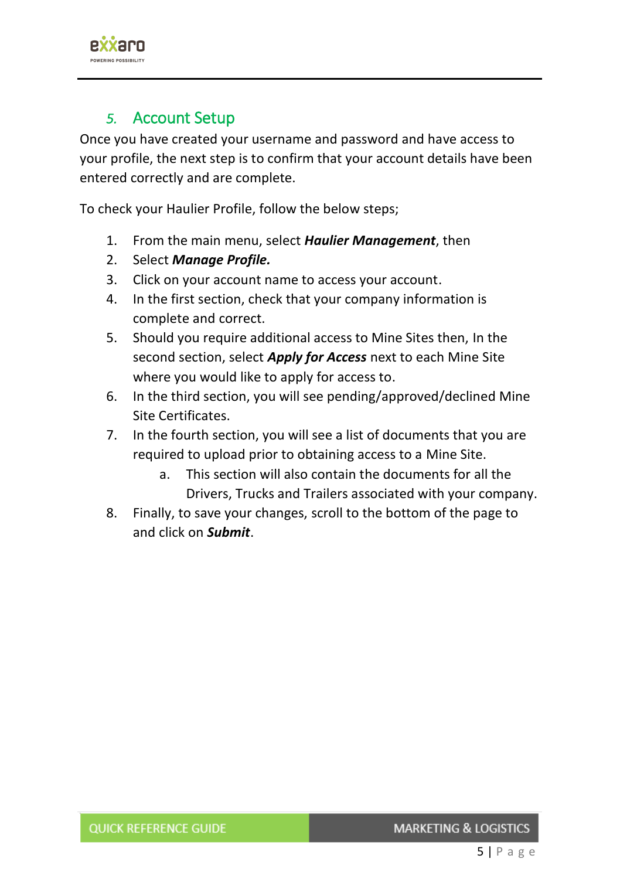## 5. Account Setup

Once you have created your username and password and have access to your profile, the next step is to confirm that your account details have been entered correctly and are complete.

To check your Haulier Profile, follow the below steps;

1. From the main menu, select ***Haulier Management***, then
2. Select ***Manage Profile.***
3. Click on your account name to access your account.
4. In the first section, check that your company information is complete and correct.
5. Should you require additional access to Mine Sites then, In the second section, select ***Apply for Access*** next to each Mine Site where you would like to apply for access to.
6. In the third section, you will see pending/approved/declined Mine Site Certificates.
7. In the fourth section, you will see a list of documents that you are required to upload prior to obtaining access to a Mine Site.
    a. This section will also contain the documents for all the Drivers, Trucks and Trailers associated with your company.
8. Finally, to save your changes, scroll to the bottom of the page to and click on ***Submit***.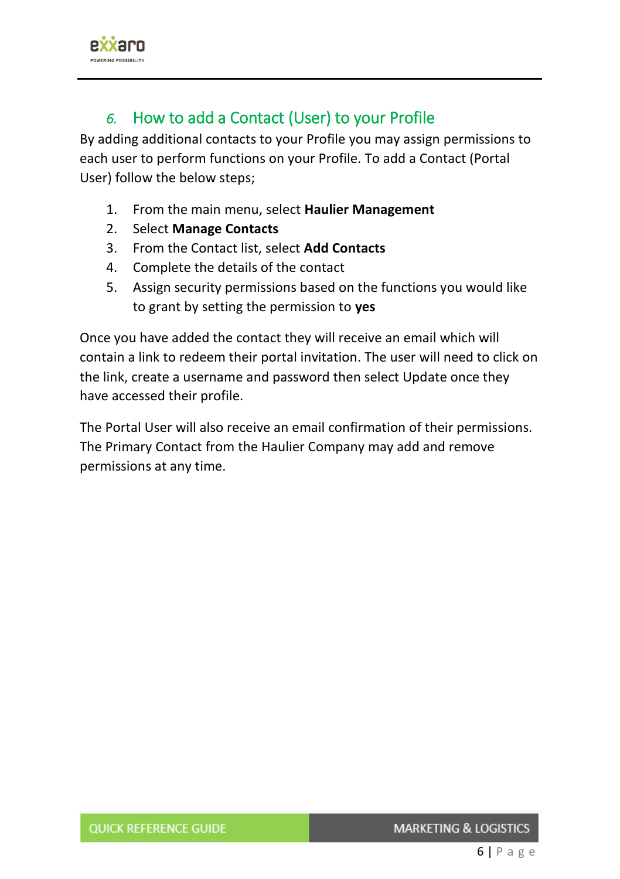## 6. How to add a Contact (User) to your Profile

By adding additional contacts to your Profile you may assign permissions to each user to perform functions on your Profile. To add a Contact (Portal User) follow the below steps;

1. From the main menu, select **Haulier Management**
2. Select **Manage Contacts**
3. From the Contact list, select **Add Contacts**
4. Complete the details of the contact
5. Assign security permissions based on the functions you would like to grant by setting the permission to **yes**

Once you have added the contact they will receive an email which will contain a link to redeem their portal invitation. The user will need to click on the link, create a username and password then select Update once they have accessed their profile.

The Portal User will also receive an email confirmation of their permissions. The Primary Contact from the Haulier Company may add and remove permissions at any time.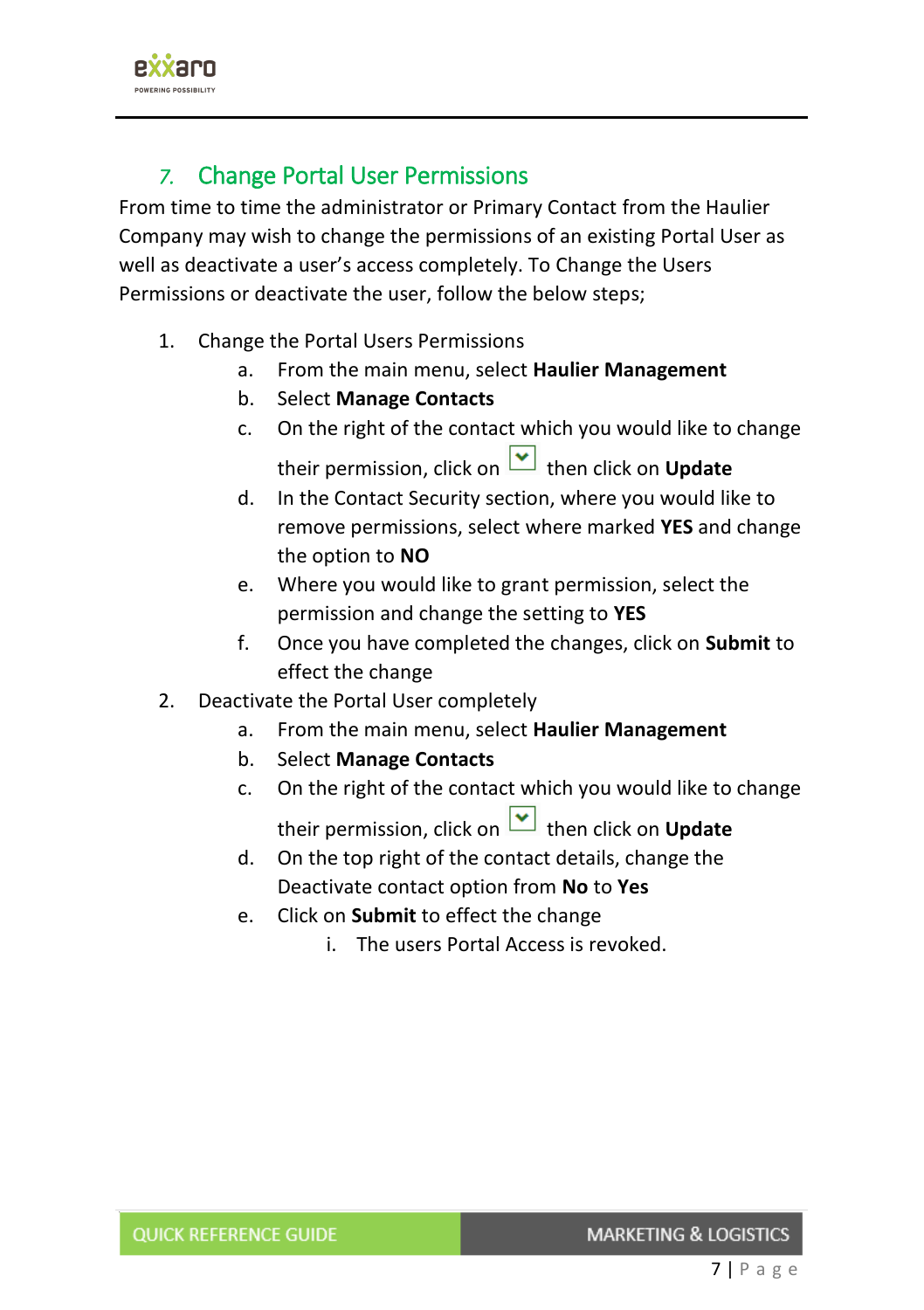## 7. Change Portal User Permissions

From time to time the administrator or Primary Contact from the Haulier Company may wish to change the permissions of an existing Portal User as well as deactivate a user's access completely. To Change the Users Permissions or deactivate the user, follow the below steps;

1. Change the Portal Users Permissions
   a. From the main menu, select **Haulier Management**
   b. Select **Manage Contacts**
   c. On the right of the contact which you would like to change their permission, click on ⌄ then click on **Update**
   d. In the Contact Security section, where you would like to remove permissions, select where marked **YES** and change the option to **NO**
   e. Where you would like to grant permission, select the permission and change the setting to **YES**
   f. Once you have completed the changes, click on **Submit** to effect the change
2. Deactivate the Portal User completely
   a. From the main menu, select **Haulier Management**
   b. Select **Manage Contacts**
   c. On the right of the contact which you would like to change their permission, click on ⌄ then click on **Update**
   d. On the top right of the contact details, change the Deactivate contact option from **No** to **Yes**
   e. Click on **Submit** to effect the change
      i. The users Portal Access is revoked.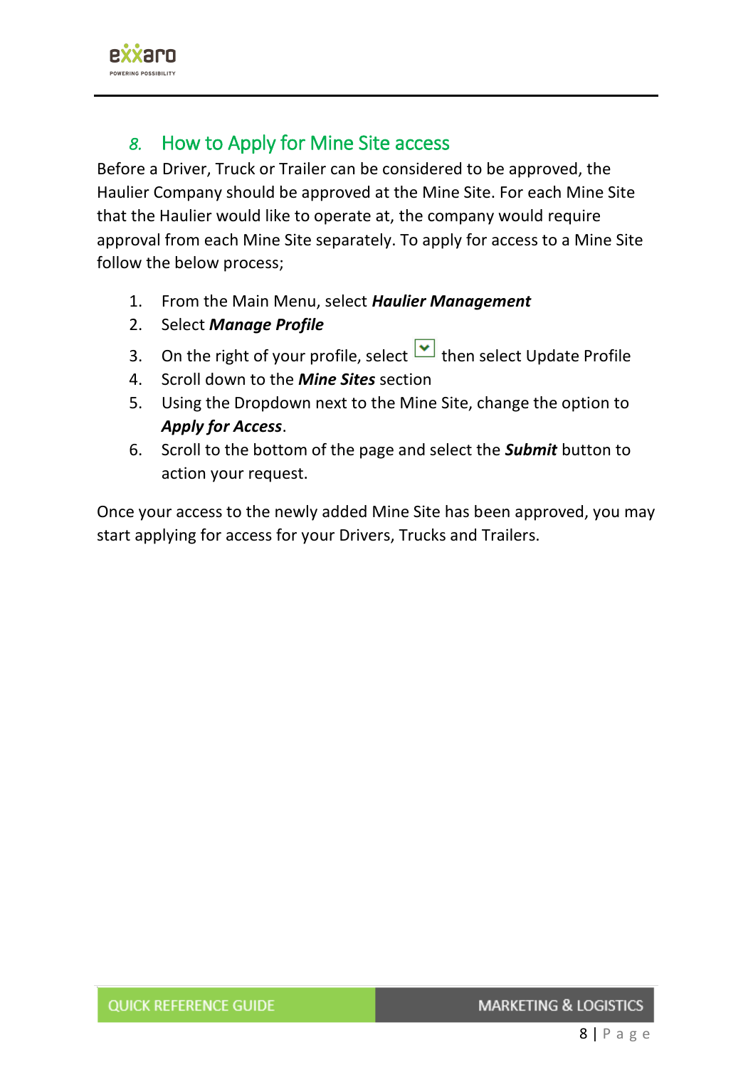## 8. How to Apply for Mine Site access

Before a Driver, Truck or Trailer can be considered to be approved, the Haulier Company should be approved at the Mine Site. For each Mine Site that the Haulier would like to operate at, the company would require approval from each Mine Site separately. To apply for access to a Mine Site follow the below process;

1. From the Main Menu, select ***Haulier Management***
2. Select ***Manage Profile***
3. On the right of your profile, select ⌄ then select Update Profile
4. Scroll down to the ***Mine Sites*** section
5. Using the Dropdown next to the Mine Site, change the option to ***Apply for Access***.
6. Scroll to the bottom of the page and select the ***Submit*** button to action your request.

Once your access to the newly added Mine Site has been approved, you may start applying for access for your Drivers, Trucks and Trailers.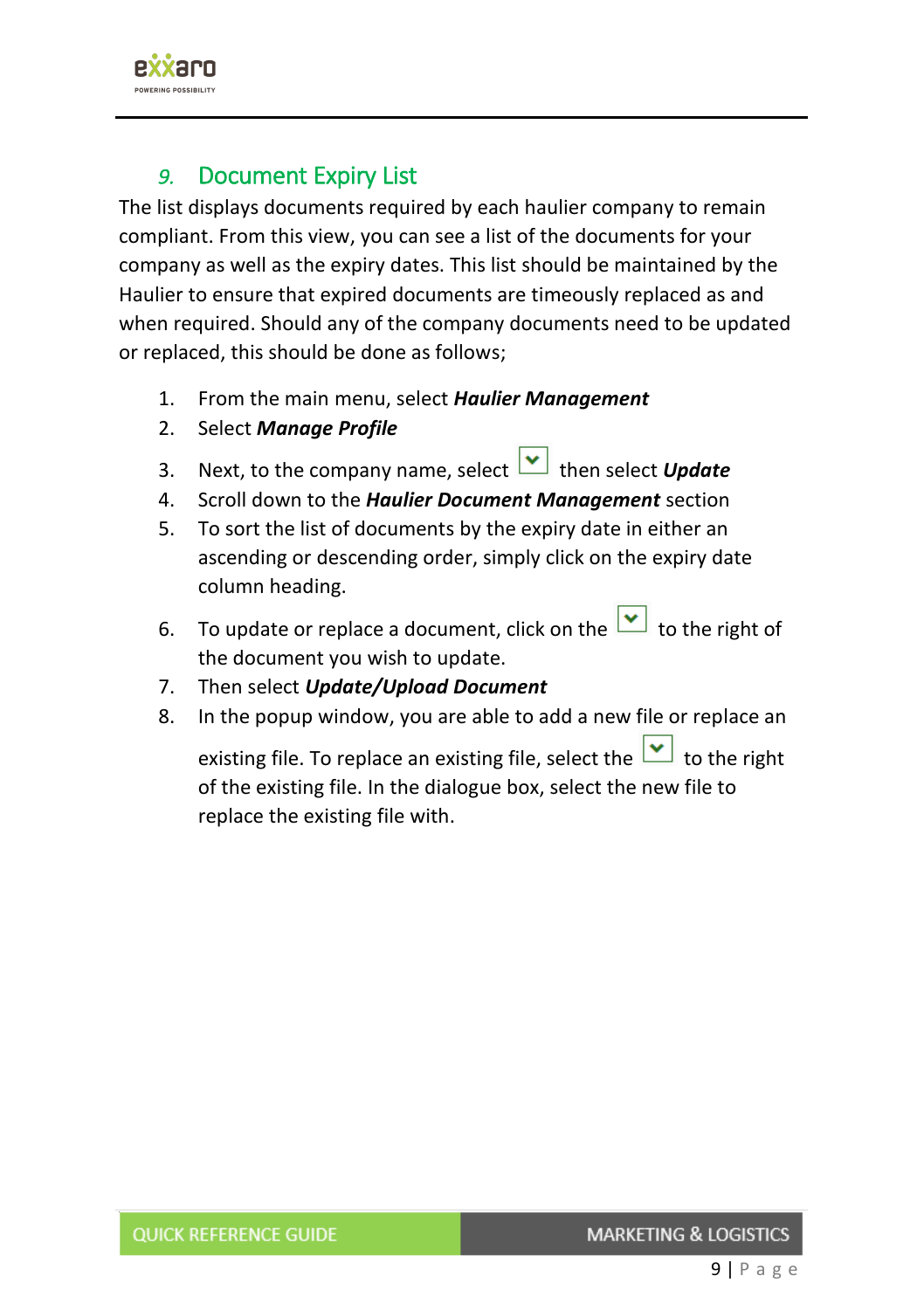## 9. Document Expiry List

The list displays documents required by each haulier company to remain compliant. From this view, you can see a list of the documents for your company as well as the expiry dates. This list should be maintained by the Haulier to ensure that expired documents are timeously replaced as and when required. Should any of the company documents need to be updated or replaced, this should be done as follows;

1. From the main menu, select ***Haulier Management***
2. Select ***Manage Profile***
3. Next, to the company name, select ⌄ then select ***Update***
4. Scroll down to the ***Haulier Document Management*** section
5. To sort the list of documents by the expiry date in either an ascending or descending order, simply click on the expiry date column heading.
6. To update or replace a document, click on the ⌄ to the right of the document you wish to update.
7. Then select ***Update/Upload Document***
8. In the popup window, you are able to add a new file or replace an existing file. To replace an existing file, select the ⌄ to the right of the existing file. In the dialogue box, select the new file to replace the existing file with.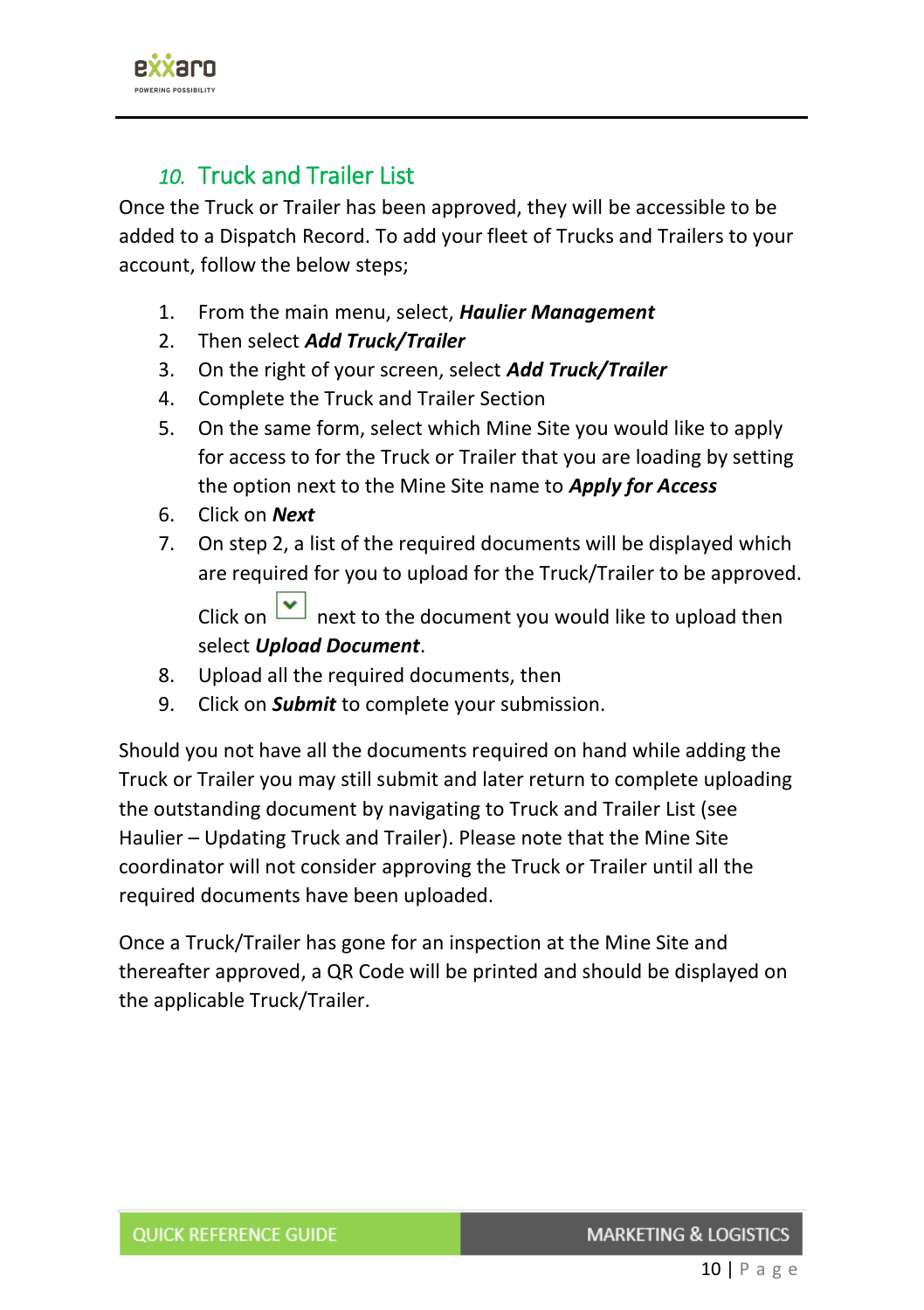## 10. Truck and Trailer List

Once the Truck or Trailer has been approved, they will be accessible to be added to a Dispatch Record. To add your fleet of Trucks and Trailers to your account, follow the below steps;

1. From the main menu, select, ***Haulier Management***
2. Then select ***Add Truck/Trailer***
3. On the right of your screen, select ***Add Truck/Trailer***
4. Complete the Truck and Trailer Section
5. On the same form, select which Mine Site you would like to apply for access to for the Truck or Trailer that you are loading by setting the option next to the Mine Site name to ***Apply for Access***
6. Click on ***Next***
7. On step 2, a list of the required documents will be displayed which are required for you to upload for the Truck/Trailer to be approved.

   Click on ⌄ next to the document you would like to upload then select ***Upload Document***.
8. Upload all the required documents, then
9. Click on ***Submit*** to complete your submission.

Should you not have all the documents required on hand while adding the Truck or Trailer you may still submit and later return to complete uploading the outstanding document by navigating to Truck and Trailer List (see Haulier – Updating Truck and Trailer). Please note that the Mine Site coordinator will not consider approving the Truck or Trailer until all the required documents have been uploaded.

Once a Truck/Trailer has gone for an inspection at the Mine Site and thereafter approved, a QR Code will be printed and should be displayed on the applicable Truck/Trailer.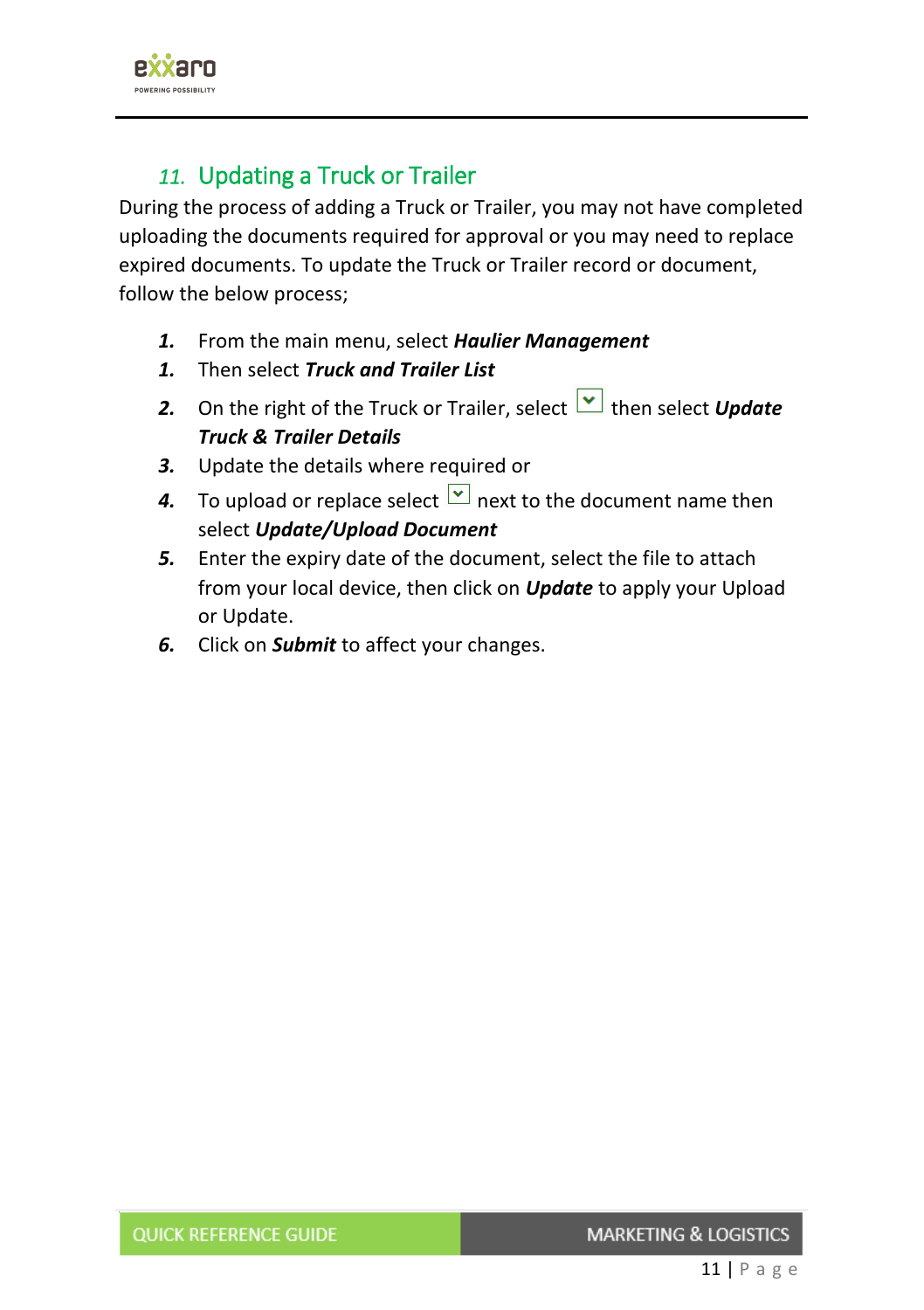## 11. Updating a Truck or Trailer

During the process of adding a Truck or Trailer, you may not have completed uploading the documents required for approval or you may need to replace expired documents. To update the Truck or Trailer record or document, follow the below process;

1. From the main menu, select ***Haulier Management***
1. Then select ***Truck and Trailer List***
2. On the right of the Truck or Trailer, select ⌄ then select ***Update Truck & Trailer Details***
3. Update the details where required or
4. To upload or replace select ⌄ next to the document name then select ***Update/Upload Document***
5. Enter the expiry date of the document, select the file to attach from your local device, then click on ***Update*** to apply your Upload or Update.
6. Click on ***Submit*** to affect your changes.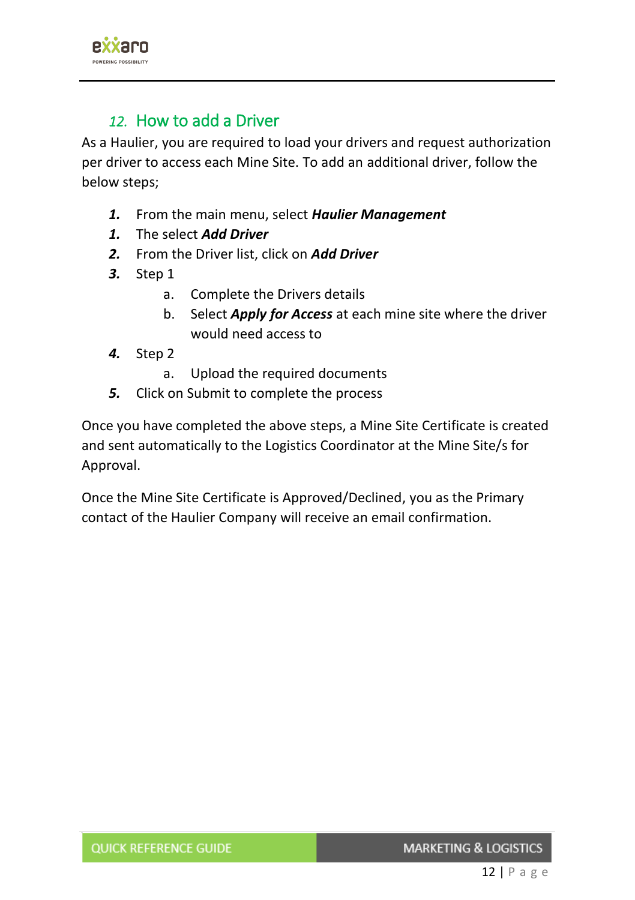## *12.* How to add a Driver

As a Haulier, you are required to load your drivers and request authorization per driver to access each Mine Site. To add an additional driver, follow the below steps;

***1.*** From the main menu, select ***Haulier Management***

***1.*** The select ***Add Driver***

***2.*** From the Driver list, click on ***Add Driver***

***3.*** Step 1

  a. Complete the Drivers details

  b. Select ***Apply for Access*** at each mine site where the driver would need access to

***4.*** Step 2

  a. Upload the required documents

***5.*** Click on Submit to complete the process

Once you have completed the above steps, a Mine Site Certificate is created and sent automatically to the Logistics Coordinator at the Mine Site/s for Approval.

Once the Mine Site Certificate is Approved/Declined, you as the Primary contact of the Haulier Company will receive an email confirmation.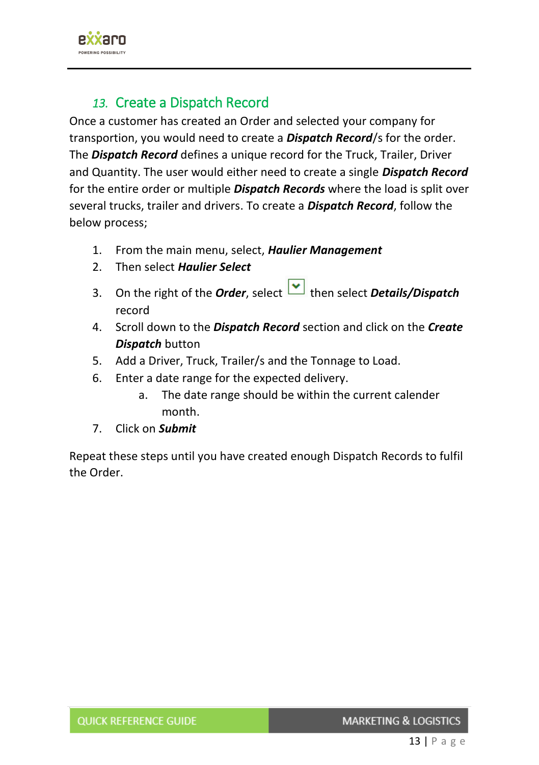## *13.* Create a Dispatch Record

Once a customer has created an Order and selected your company for transportation, you would need to create a ***Dispatch Record***/s for the order. The ***Dispatch Record*** defines a unique record for the Truck, Trailer, Driver and Quantity. The user would either need to create a single ***Dispatch Record*** for the entire order or multiple ***Dispatch Records*** where the load is split over several trucks, trailer and drivers. To create a ***Dispatch Record***, follow the below process;

1. From the main menu, select, ***Haulier Management***
2. Then select ***Haulier Select***
3. On the right of the ***Order***, select ⌄ then select ***Details/Dispatch*** record
4. Scroll down to the ***Dispatch Record*** section and click on the ***Create Dispatch*** button
5. Add a Driver, Truck, Trailer/s and the Tonnage to Load.
6. Enter a date range for the expected delivery.
   a. The date range should be within the current calender month.
7. Click on ***Submit***

Repeat these steps until you have created enough Dispatch Records to fulfil the Order.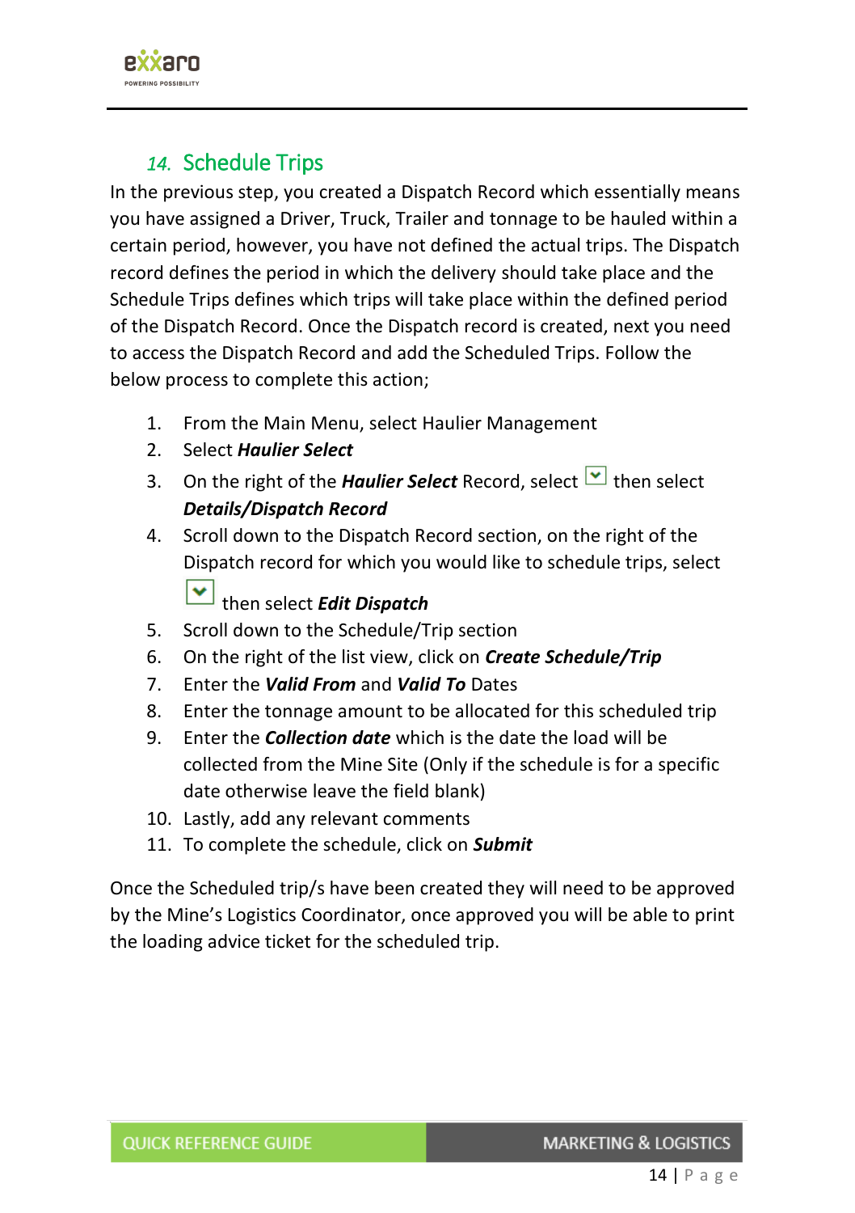## 14. Schedule Trips

In the previous step, you created a Dispatch Record which essentially means you have assigned a Driver, Truck, Trailer and tonnage to be hauled within a certain period, however, you have not defined the actual trips. The Dispatch record defines the period in which the delivery should take place and the Schedule Trips defines which trips will take place within the defined period of the Dispatch Record. Once the Dispatch record is created, next you need to access the Dispatch Record and add the Scheduled Trips. Follow the below process to complete this action;

1. From the Main Menu, select Haulier Management
2. Select ***Haulier Select***
3. On the right of the ***Haulier Select*** Record, select then select ***Details/Dispatch Record***
4. Scroll down to the Dispatch Record section, on the right of the Dispatch record for which you would like to schedule trips, select then select ***Edit Dispatch***
5. Scroll down to the Schedule/Trip section
6. On the right of the list view, click on ***Create Schedule/Trip***
7. Enter the ***Valid From*** and ***Valid To*** Dates
8. Enter the tonnage amount to be allocated for this scheduled trip
9. Enter the ***Collection date*** which is the date the load will be collected from the Mine Site (Only if the schedule is for a specific date otherwise leave the field blank)
10. Lastly, add any relevant comments
11. To complete the schedule, click on ***Submit***

Once the Scheduled trip/s have been created they will need to be approved by the Mine's Logistics Coordinator, once approved you will be able to print the loading advice ticket for the scheduled trip.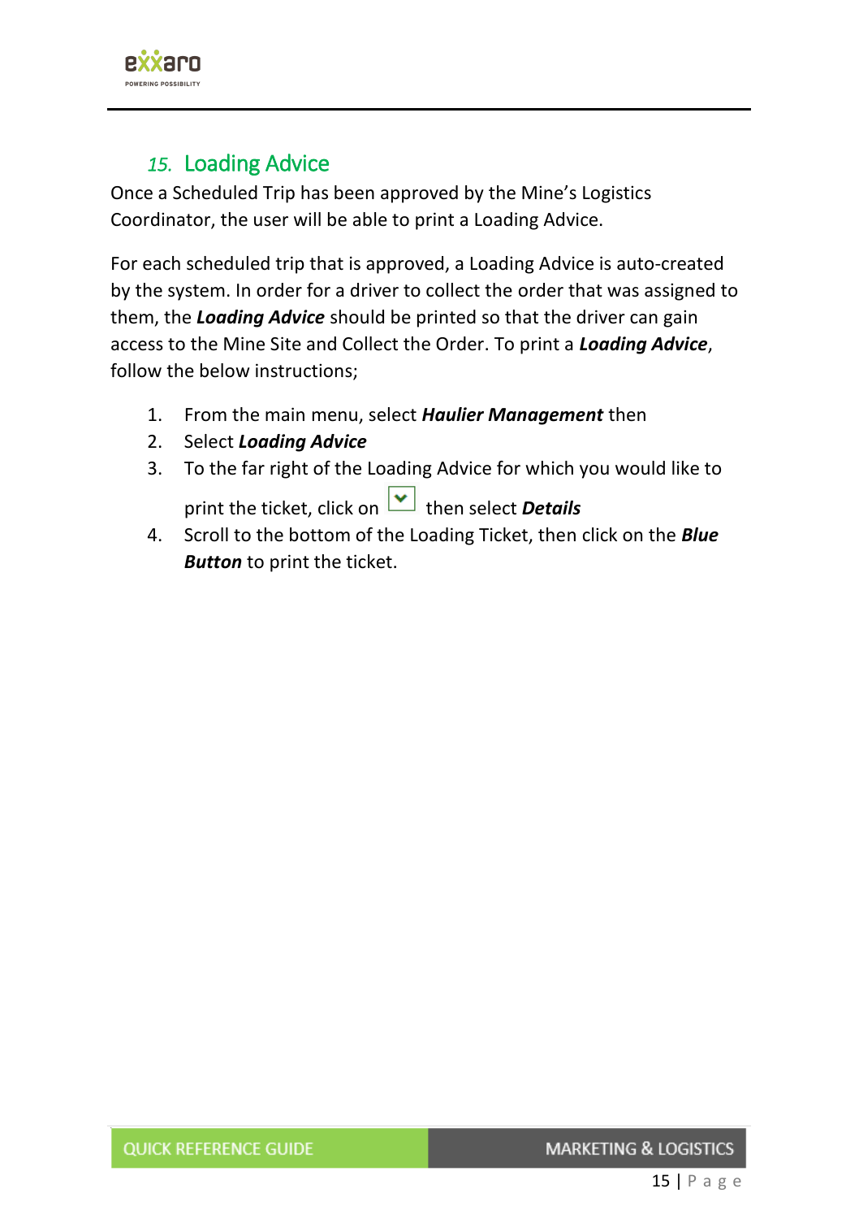## 15. Loading Advice

Once a Scheduled Trip has been approved by the Mine's Logistics Coordinator, the user will be able to print a Loading Advice.

For each scheduled trip that is approved, a Loading Advice is auto-created by the system. In order for a driver to collect the order that was assigned to them, the ***Loading Advice*** should be printed so that the driver can gain access to the Mine Site and Collect the Order. To print a ***Loading Advice***, follow the below instructions;

1. From the main menu, select ***Haulier Management*** then
2. Select ***Loading Advice***
3. To the far right of the Loading Advice for which you would like to print the ticket, click on then select ***Details***
4. Scroll to the bottom of the Loading Ticket, then click on the ***Blue Button*** to print the ticket.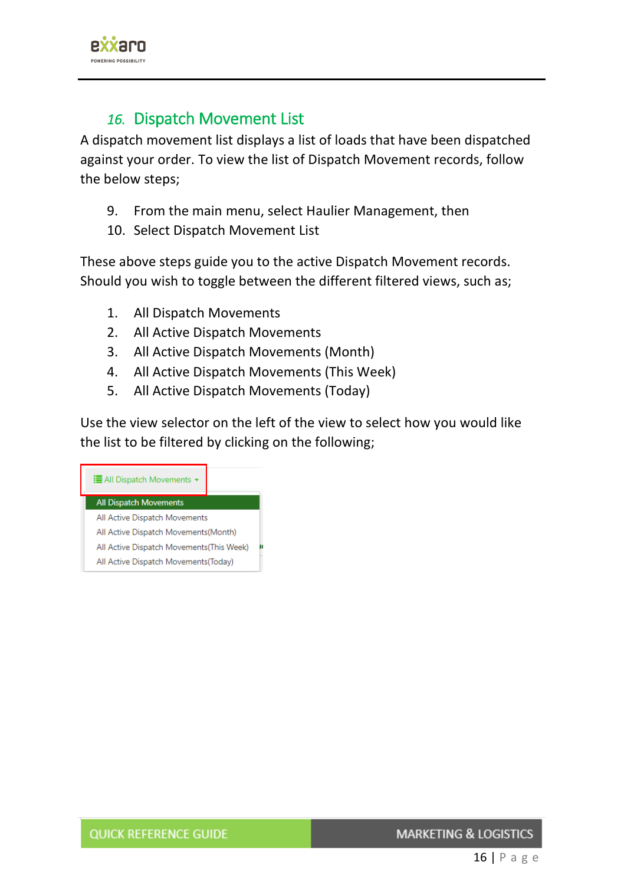## 16. Dispatch Movement List

A dispatch movement list displays a list of loads that have been dispatched against your order. To view the list of Dispatch Movement records, follow the below steps;

9. From the main menu, select Haulier Management, then
10. Select Dispatch Movement List

These above steps guide you to the active Dispatch Movement records. Should you wish to toggle between the different filtered views, such as;

1. All Dispatch Movements
2. All Active Dispatch Movements
3. All Active Dispatch Movements (Month)
4. All Active Dispatch Movements (This Week)
5. All Active Dispatch Movements (Today)

Use the view selector on the left of the view to select how you would like the list to be filtered by clicking on the following;

All Dispatch Movements ▾

- All Dispatch Movements
- All Active Dispatch Movements
- All Active Dispatch Movements(Month)
- All Active Dispatch Movements(This Week)
- All Active Dispatch Movements(Today)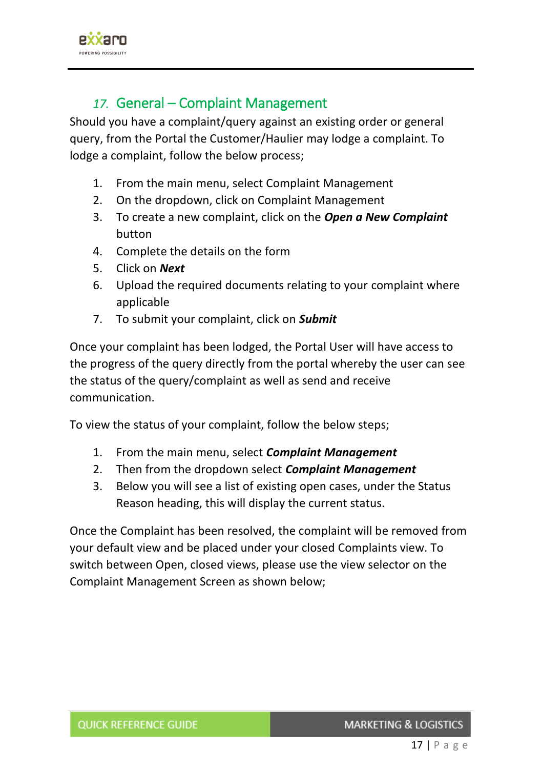## 17. General – Complaint Management

Should you have a complaint/query against an existing order or general query, from the Portal the Customer/Haulier may lodge a complaint. To lodge a complaint, follow the below process;

1. From the main menu, select Complaint Management
2. On the dropdown, click on Complaint Management
3. To create a new complaint, click on the ***Open a New Complaint*** button
4. Complete the details on the form
5. Click on ***Next***
6. Upload the required documents relating to your complaint where applicable
7. To submit your complaint, click on ***Submit***

Once your complaint has been lodged, the Portal User will have access to the progress of the query directly from the portal whereby the user can see the status of the query/complaint as well as send and receive communication.

To view the status of your complaint, follow the below steps;

1. From the main menu, select ***Complaint Management***
2. Then from the dropdown select ***Complaint Management***
3. Below you will see a list of existing open cases, under the Status Reason heading, this will display the current status.

Once the Complaint has been resolved, the complaint will be removed from your default view and be placed under your closed Complaints view. To switch between Open, closed views, please use the view selector on the Complaint Management Screen as shown below;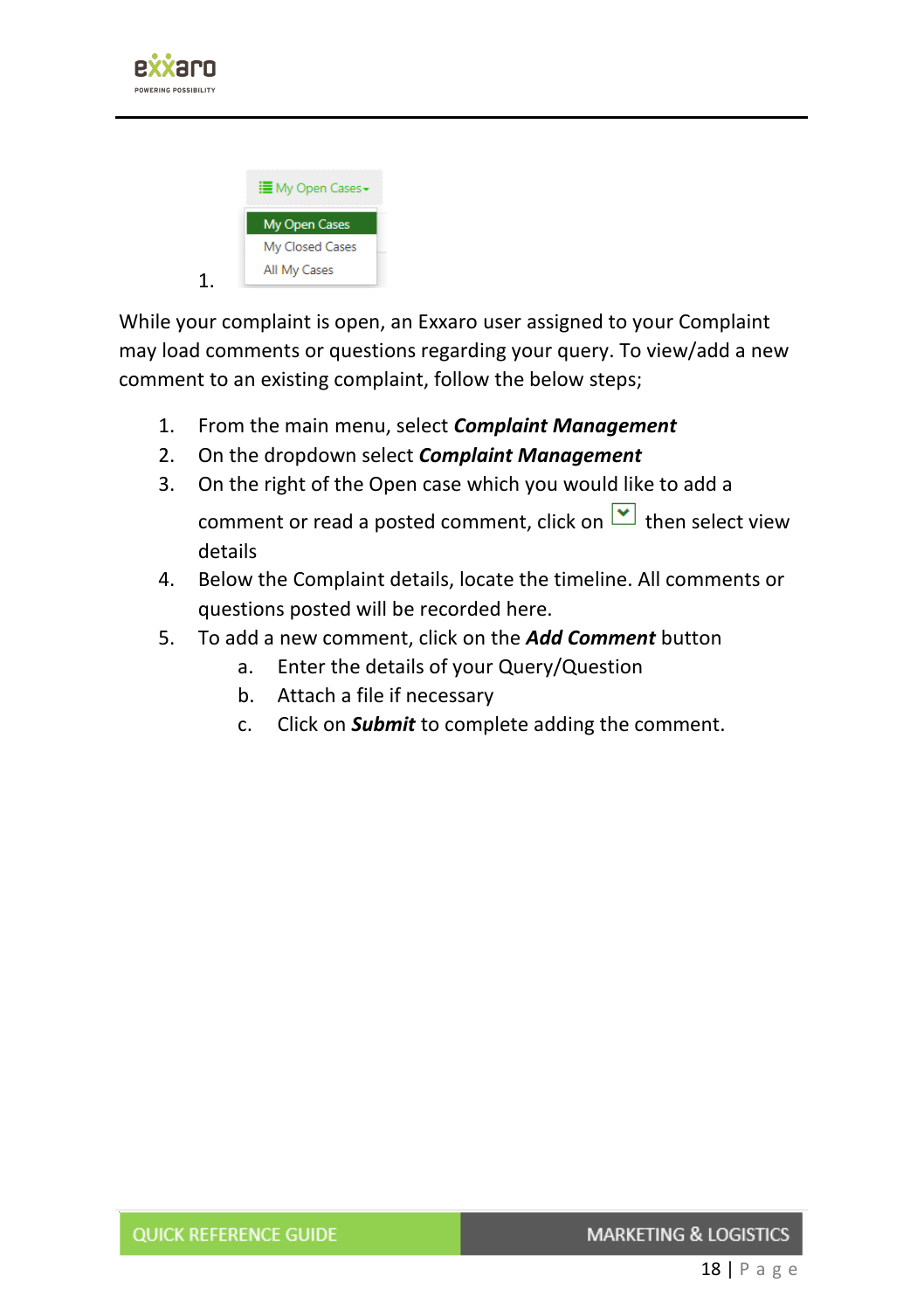1. My Open Cases ▾
   - My Open Cases
   - My Closed Cases
   - All My Cases

While your complaint is open, an Exxaro user assigned to your Complaint may load comments or questions regarding your query. To view/add a new comment to an existing complaint, follow the below steps;

1. From the main menu, select ***Complaint Management***
2. On the dropdown select ***Complaint Management***
3. On the right of the Open case which you would like to add a comment or read a posted comment, click on [dropdown] then select view details
4. Below the Complaint details, locate the timeline. All comments or questions posted will be recorded here.
5. To add a new comment, click on the ***Add Comment*** button
   a. Enter the details of your Query/Question
   b. Attach a file if necessary
   c. Click on ***Submit*** to complete adding the comment.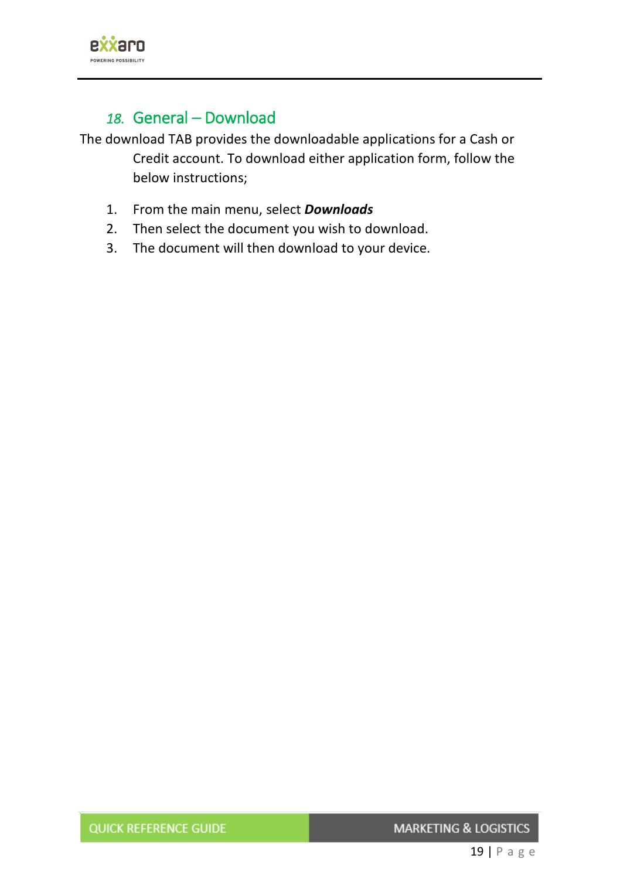## 18. General – Download

The download TAB provides the downloadable applications for a Cash or Credit account. To download either application form, follow the below instructions;

1. From the main menu, select ***Downloads***
2. Then select the document you wish to download.
3. The document will then download to your device.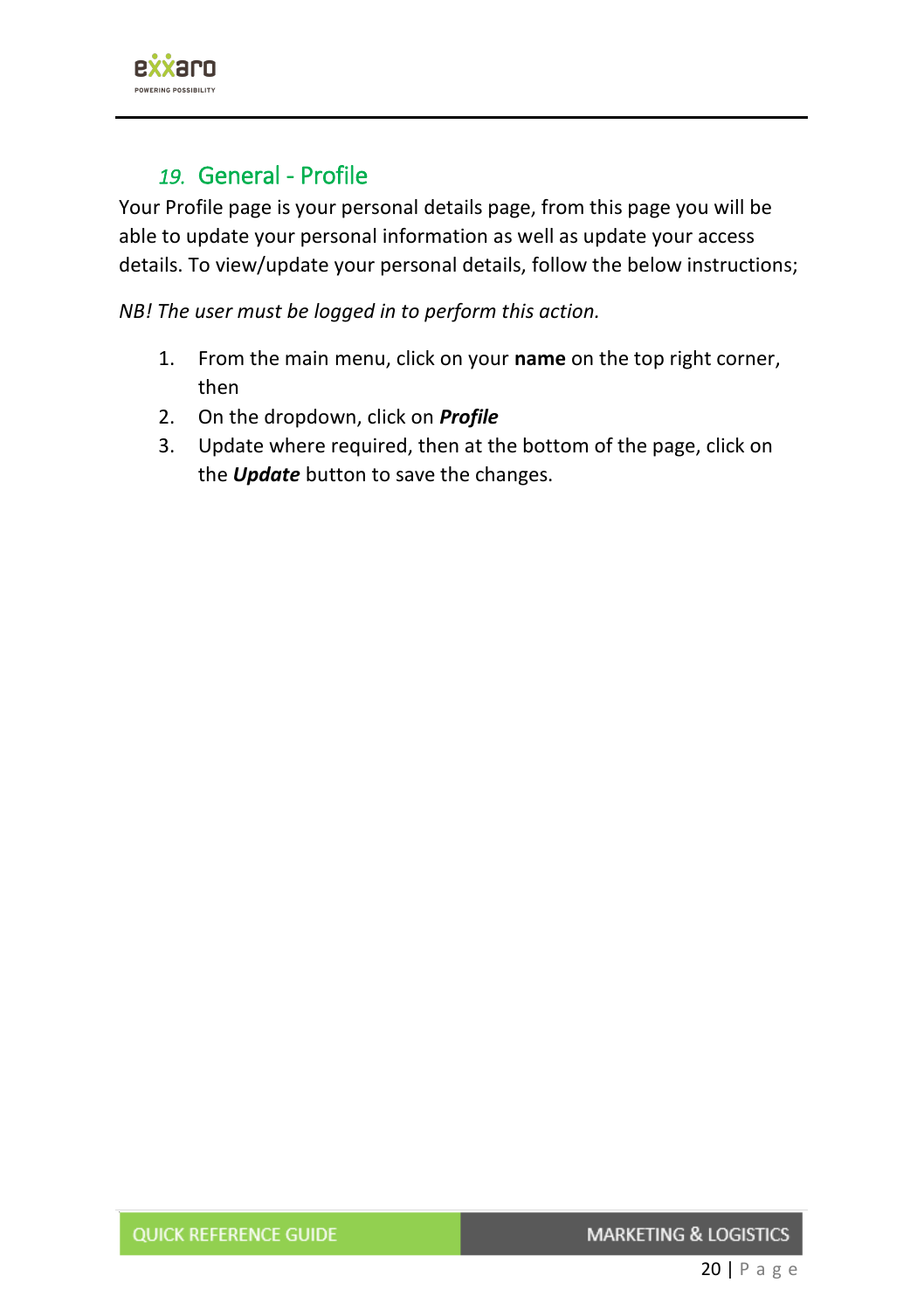## 19. General - Profile

Your Profile page is your personal details page, from this page you will be able to update your personal information as well as update your access details. To view/update your personal details, follow the below instructions;

*NB! The user must be logged in to perform this action.*

1. From the main menu, click on your **name** on the top right corner, then
2. On the dropdown, click on ***Profile***
3. Update where required, then at the bottom of the page, click on the ***Update*** button to save the changes.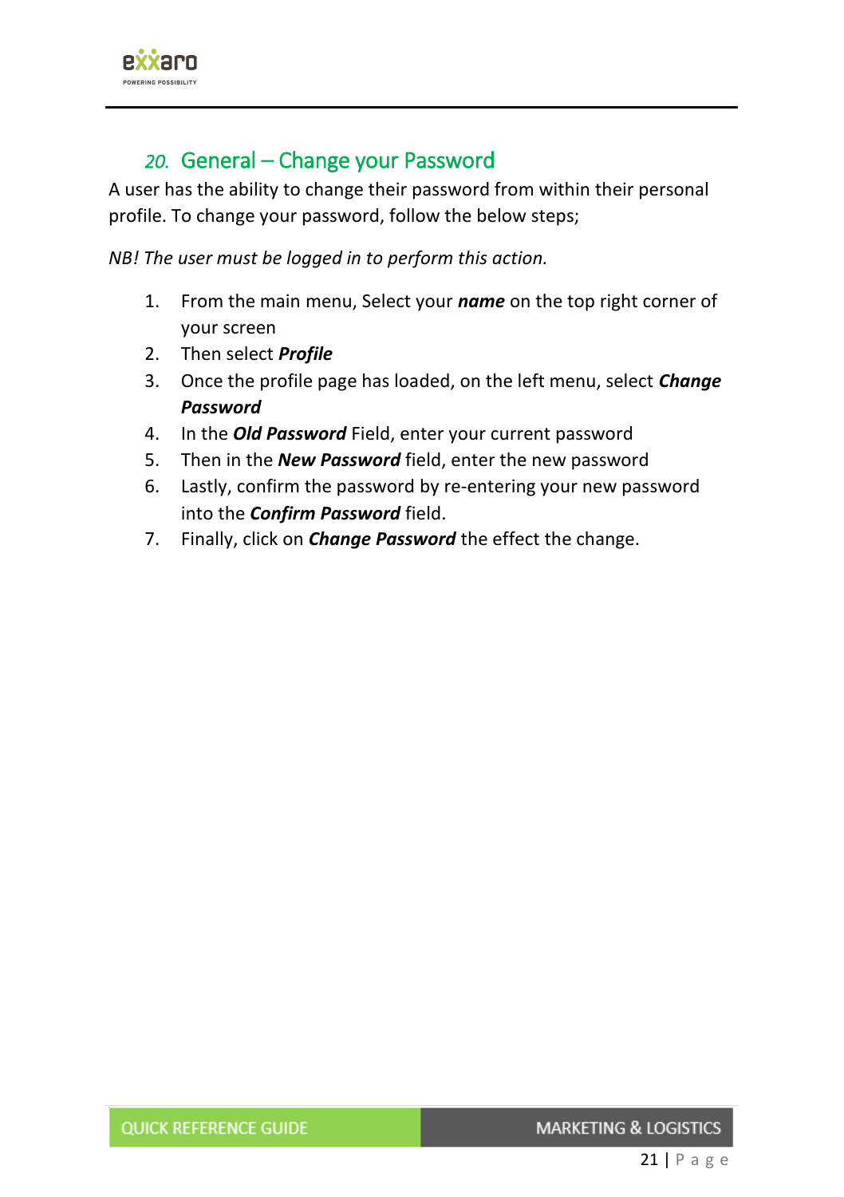## 20. General – Change your Password

A user has the ability to change their password from within their personal profile. To change your password, follow the below steps;

*NB! The user must be logged in to perform this action.*

1. From the main menu, Select your ***name*** on the top right corner of your screen
2. Then select ***Profile***
3. Once the profile page has loaded, on the left menu, select ***Change Password***
4. In the ***Old Password*** Field, enter your current password
5. Then in the ***New Password*** field, enter the new password
6. Lastly, confirm the password by re-entering your new password into the ***Confirm Password*** field.
7. Finally, click on ***Change Password*** the effect the change.